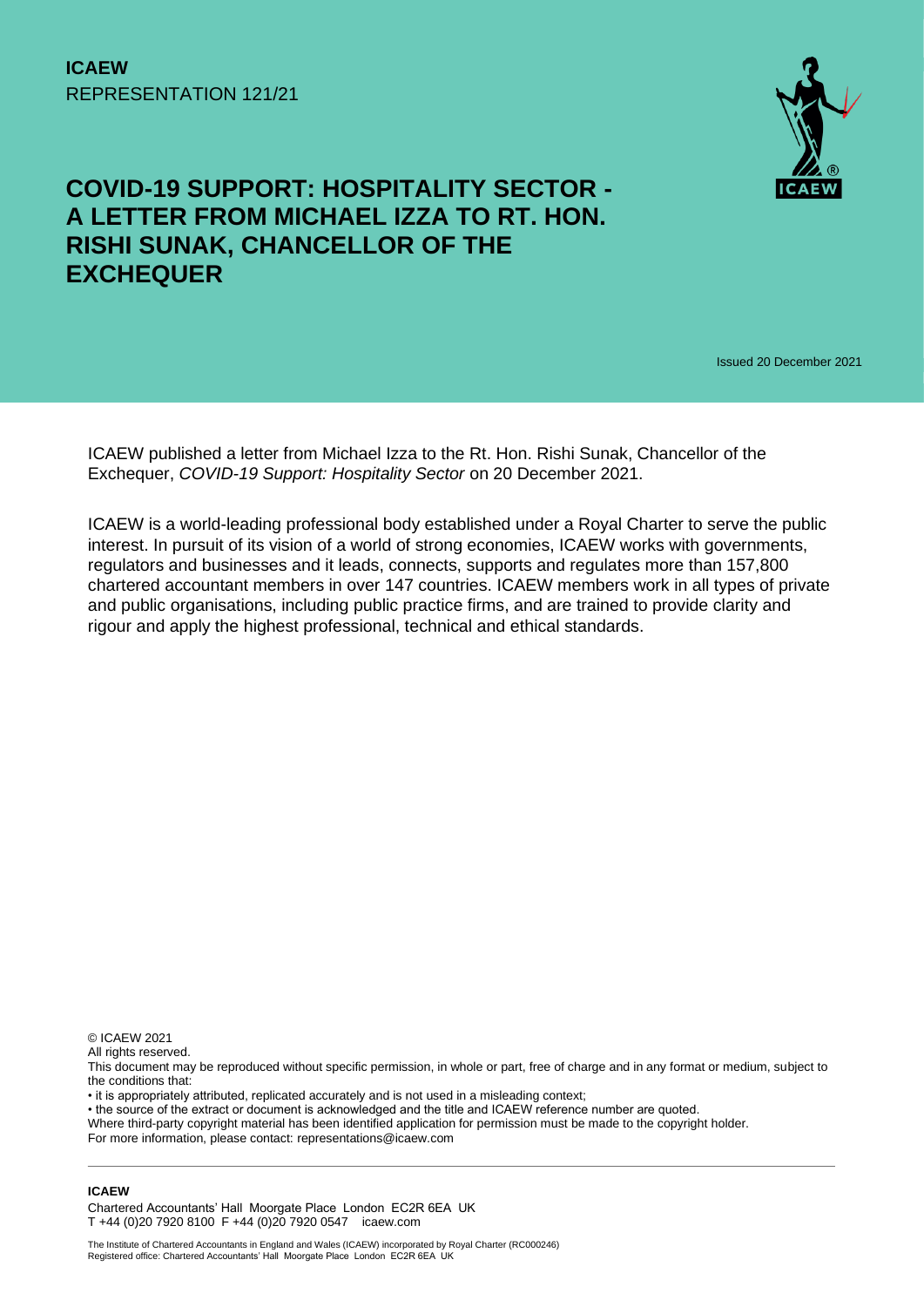**ICAEW**
REPRESENTATION 121/21

# COVID-19 SUPPORT: HOSPITALITY SECTOR - A LETTER FROM MICHAEL IZZA TO RT. HON. RISHI SUNAK, CHANCELLOR OF THE EXCHEQUER

Issued 20 December 2021

ICAEW published a letter from Michael Izza to the Rt. Hon. Rishi Sunak, Chancellor of the Exchequer, *COVID-19 Support: Hospitality Sector* on 20 December 2021.

ICAEW is a world-leading professional body established under a Royal Charter to serve the public interest. In pursuit of its vision of a world of strong economies, ICAEW works with governments, regulators and businesses and it leads, connects, supports and regulates more than 157,800 chartered accountant members in over 147 countries. ICAEW members work in all types of private and public organisations, including public practice firms, and are trained to provide clarity and rigour and apply the highest professional, technical and ethical standards.

© ICAEW 2021
All rights reserved.
This document may be reproduced without specific permission, in whole or part, free of charge and in any format or medium, subject to the conditions that:
• it is appropriately attributed, replicated accurately and is not used in a misleading context;
• the source of the extract or document is acknowledged and the title and ICAEW reference number are quoted.
Where third-party copyright material has been identified application for permission must be made to the copyright holder.
For more information, please contact: representations@icaew.com

**ICAEW**
Chartered Accountants' Hall Moorgate Place London EC2R 6EA UK
T +44 (0)20 7920 8100 F +44 (0)20 7920 0547 icaew.com

The Institute of Chartered Accountants in England and Wales (ICAEW) incorporated by Royal Charter (RC000246)
Registered office: Chartered Accountants' Hall Moorgate Place London EC2R 6EA UK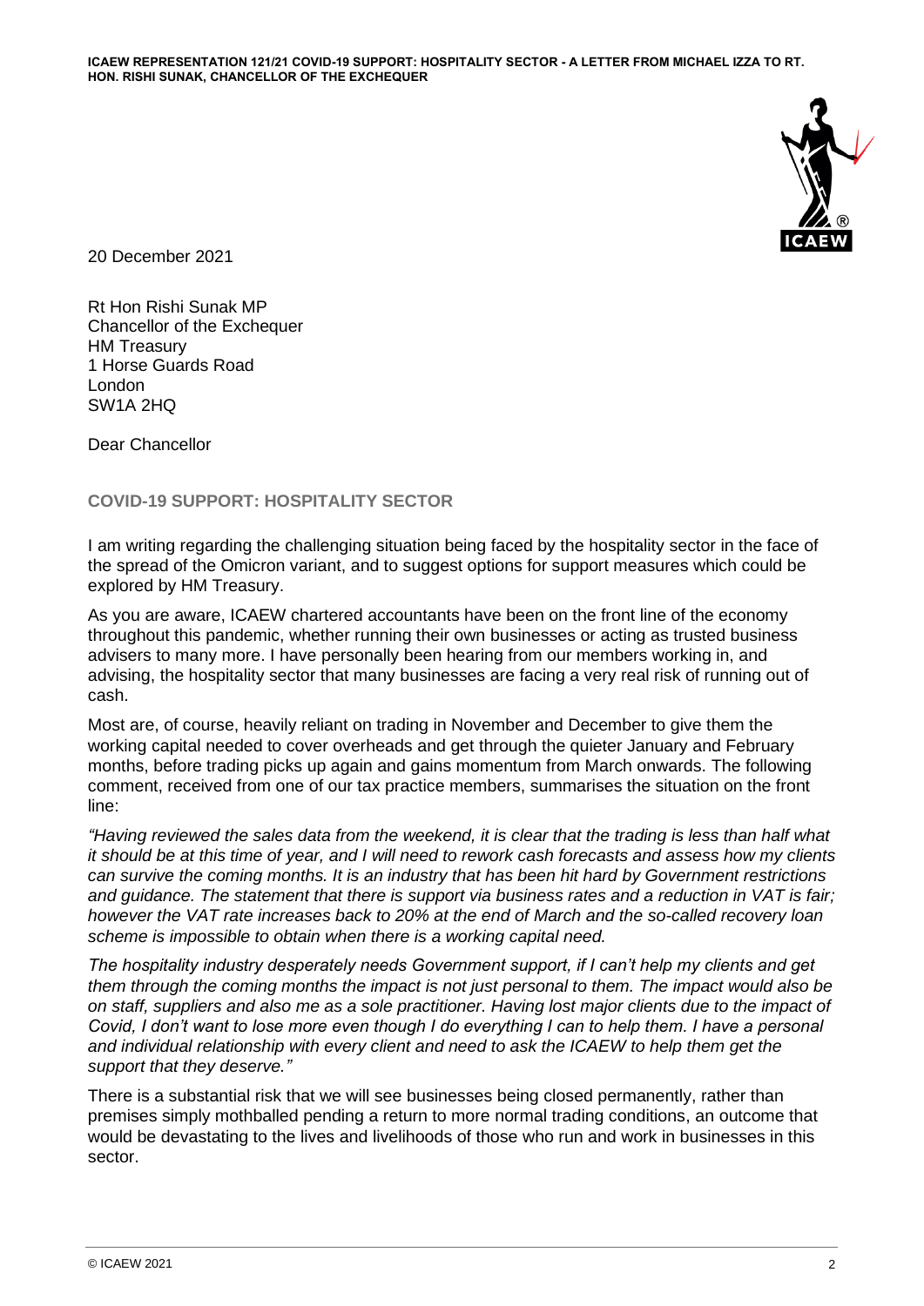20 December 2021

Rt Hon Rishi Sunak MP
Chancellor of the Exchequer
HM Treasury
1 Horse Guards Road
London
SW1A 2HQ

Dear Chancellor

## COVID-19 SUPPORT: HOSPITALITY SECTOR

I am writing regarding the challenging situation being faced by the hospitality sector in the face of the spread of the Omicron variant, and to suggest options for support measures which could be explored by HM Treasury.

As you are aware, ICAEW chartered accountants have been on the front line of the economy throughout this pandemic, whether running their own businesses or acting as trusted business advisers to many more. I have personally been hearing from our members working in, and advising, the hospitality sector that many businesses are facing a very real risk of running out of cash.

Most are, of course, heavily reliant on trading in November and December to give them the working capital needed to cover overheads and get through the quieter January and February months, before trading picks up again and gains momentum from March onwards. The following comment, received from one of our tax practice members, summarises the situation on the front line:

*"Having reviewed the sales data from the weekend, it is clear that the trading is less than half what it should be at this time of year, and I will need to rework cash forecasts and assess how my clients can survive the coming months. It is an industry that has been hit hard by Government restrictions and guidance. The statement that there is support via business rates and a reduction in VAT is fair; however the VAT rate increases back to 20% at the end of March and the so-called recovery loan scheme is impossible to obtain when there is a working capital need.*

*The hospitality industry desperately needs Government support, if I can't help my clients and get them through the coming months the impact is not just personal to them. The impact would also be on staff, suppliers and also me as a sole practitioner. Having lost major clients due to the impact of Covid, I don't want to lose more even though I do everything I can to help them. I have a personal and individual relationship with every client and need to ask the ICAEW to help them get the support that they deserve."*

There is a substantial risk that we will see businesses being closed permanently, rather than premises simply mothballed pending a return to more normal trading conditions, an outcome that would be devastating to the lives and livelihoods of those who run and work in businesses in this sector.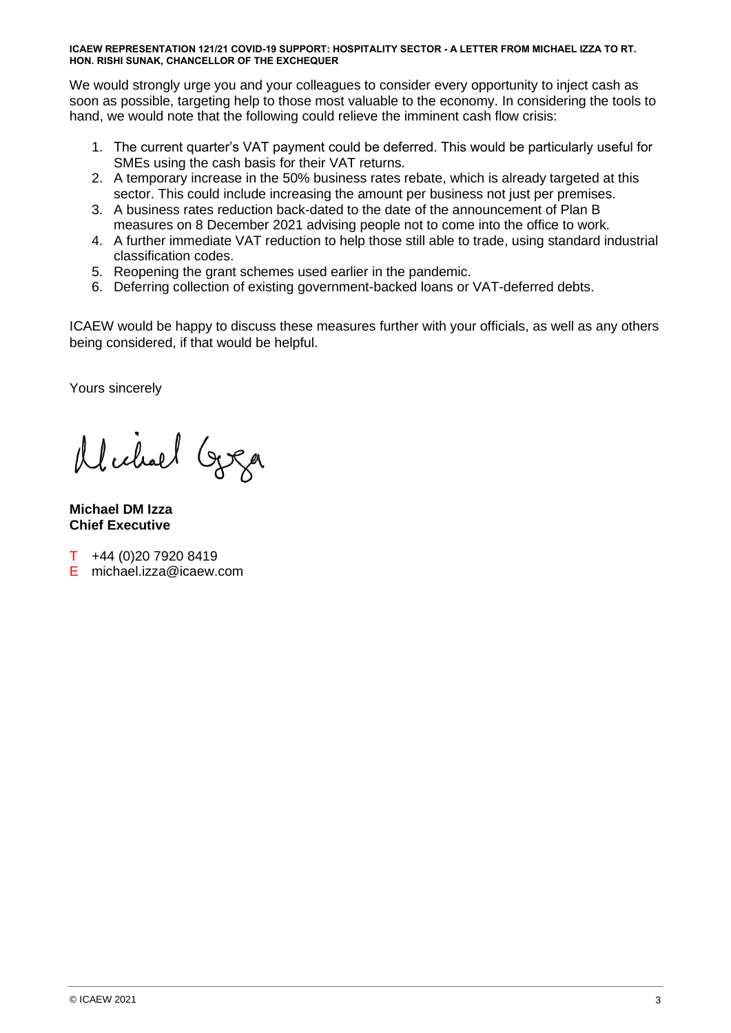We would strongly urge you and your colleagues to consider every opportunity to inject cash as soon as possible, targeting help to those most valuable to the economy. In considering the tools to hand, we would note that the following could relieve the imminent cash flow crisis:

1. The current quarter's VAT payment could be deferred. This would be particularly useful for SMEs using the cash basis for their VAT returns.
2. A temporary increase in the 50% business rates rebate, which is already targeted at this sector. This could include increasing the amount per business not just per premises.
3. A business rates reduction back-dated to the date of the announcement of Plan B measures on 8 December 2021 advising people not to come into the office to work.
4. A further immediate VAT reduction to help those still able to trade, using standard industrial classification codes.
5. Reopening the grant schemes used earlier in the pandemic.
6. Deferring collection of existing government-backed loans or VAT-deferred debts.

ICAEW would be happy to discuss these measures further with your officials, as well as any others being considered, if that would be helpful.

Yours sincerely

Michael Izza

**Michael DM Izza**
**Chief Executive**

T +44 (0)20 7920 8419
E michael.izza@icaew.com